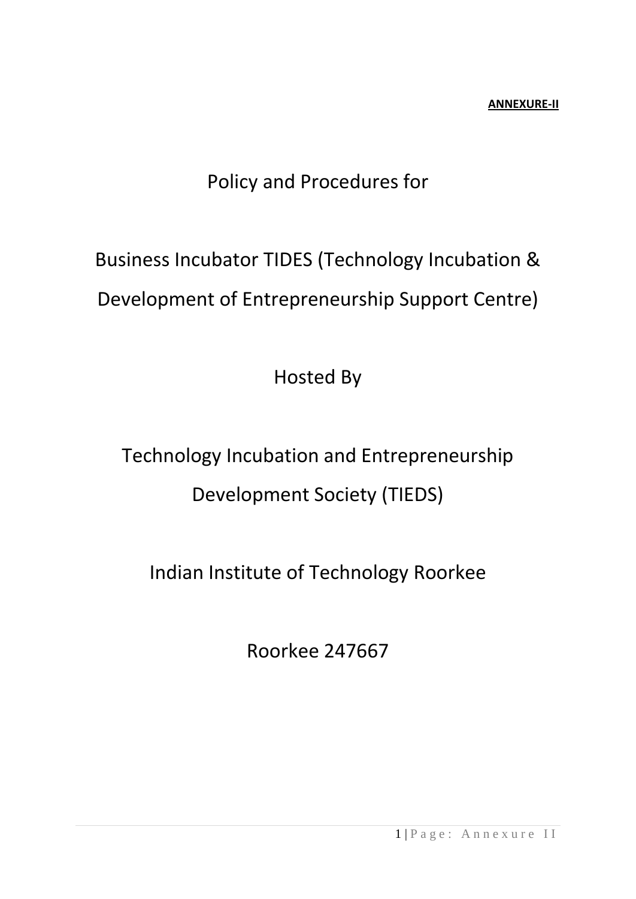**ANNEXURE-II**

# Policy and Procedures for

# Business Incubator TIDES (Technology Incubation & Development of Entrepreneurship Support Centre)

## Hosted By

## Technology Incubation and Entrepreneurship Development Society (TIEDS)

## Indian Institute of Technology Roorkee

## Roorkee 247667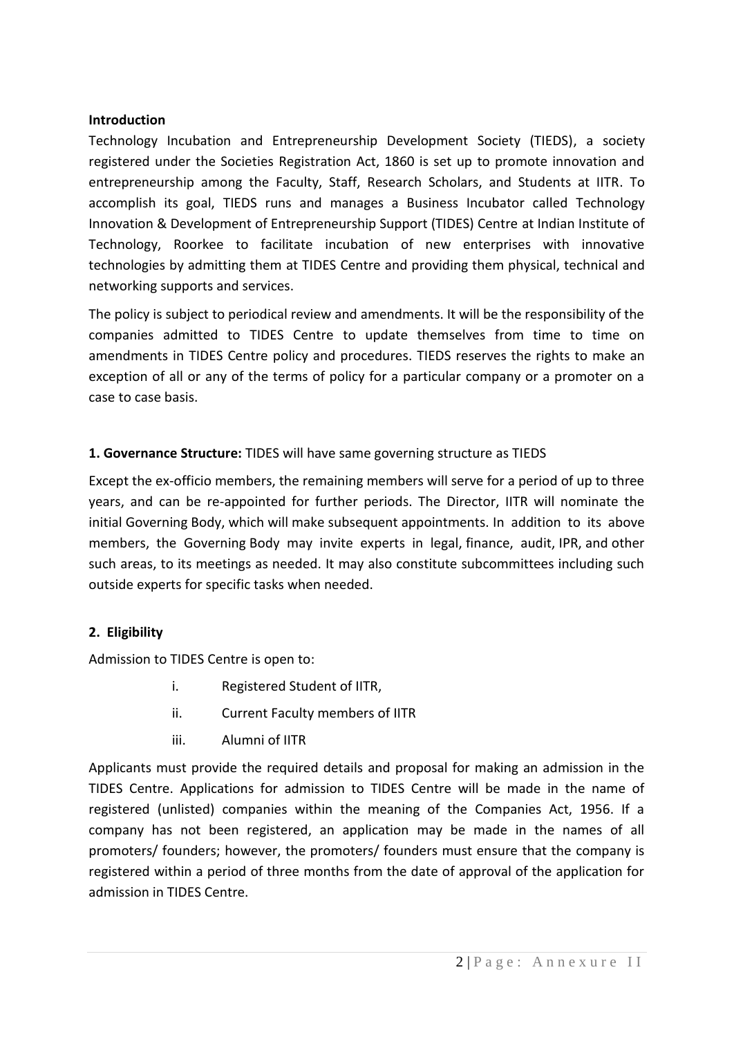**Introduction**

Technology Incubation and Entrepreneurship Development Society (TIEDS), a society registered under the Societies Registration Act, 1860 is set up to promote innovation and entrepreneurship among the Faculty, Staff, Research Scholars, and Students at IITR. To accomplish its goal, TIEDS runs and manages a Business Incubator called Technology Innovation & Development of Entrepreneurship Support (TIDES) Centre at Indian Institute of Technology, Roorkee to facilitate incubation of new enterprises with innovative technologies by admitting them at TIDES Centre and providing them physical, technical and networking supports and services.

The policy is subject to periodical review and amendments. It will be the responsibility of the companies admitted to TIDES Centre to update themselves from time to time on amendments in TIDES Centre policy and procedures. TIEDS reserves the rights to make an exception of all or any of the terms of policy for a particular company or a promoter on a case to case basis.

**1. Governance Structure:** TIDES will have same governing structure as TIEDS

Except the ex-officio members, the remaining members will serve for a period of up to three years, and can be re-appointed for further periods. The Director, IITR will nominate the initial Governing Body, which will make subsequent appointments. In addition to its above members, the Governing Body may invite experts in legal, finance, audit, IPR, and other such areas, to its meetings as needed. It may also constitute subcommittees including such outside experts for specific tasks when needed.

**2. Eligibility**

Admission to TIDES Centre is open to:

i. Registered Student of IITR,

ii. Current Faculty members of IITR

iii. Alumni of IITR

Applicants must provide the required details and proposal for making an admission in the TIDES Centre. Applications for admission to TIDES Centre will be made in the name of registered (unlisted) companies within the meaning of the Companies Act, 1956. If a company has not been registered, an application may be made in the names of all promoters/ founders; however, the promoters/ founders must ensure that the company is registered within a period of three months from the date of approval of the application for admission in TIDES Centre.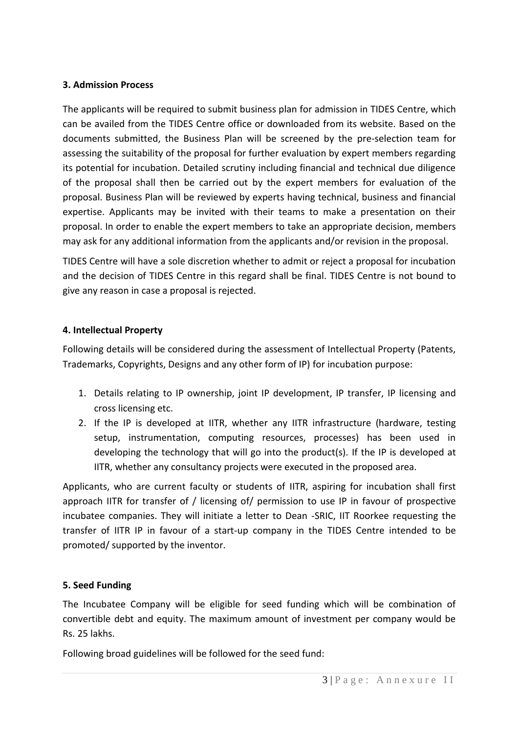**3. Admission Process**

The applicants will be required to submit business plan for admission in TIDES Centre, which can be availed from the TIDES Centre office or downloaded from its website. Based on the documents submitted, the Business Plan will be screened by the pre-selection team for assessing the suitability of the proposal for further evaluation by expert members regarding its potential for incubation. Detailed scrutiny including financial and technical due diligence of the proposal shall then be carried out by the expert members for evaluation of the proposal. Business Plan will be reviewed by experts having technical, business and financial expertise. Applicants may be invited with their teams to make a presentation on their proposal. In order to enable the expert members to take an appropriate decision, members may ask for any additional information from the applicants and/or revision in the proposal.

TIDES Centre will have a sole discretion whether to admit or reject a proposal for incubation and the decision of TIDES Centre in this regard shall be final. TIDES Centre is not bound to give any reason in case a proposal is rejected.

**4. Intellectual Property**

Following details will be considered during the assessment of Intellectual Property (Patents, Trademarks, Copyrights, Designs and any other form of IP) for incubation purpose:

1. Details relating to IP ownership, joint IP development, IP transfer, IP licensing and cross licensing etc.
2. If the IP is developed at IITR, whether any IITR infrastructure (hardware, testing setup, instrumentation, computing resources, processes) has been used in developing the technology that will go into the product(s). If the IP is developed at IITR, whether any consultancy projects were executed in the proposed area.

Applicants, who are current faculty or students of IITR, aspiring for incubation shall first approach IITR for transfer of / licensing of/ permission to use IP in favour of prospective incubatee companies. They will initiate a letter to Dean -SRIC, IIT Roorkee requesting the transfer of IITR IP in favour of a start-up company in the TIDES Centre intended to be promoted/ supported by the inventor.

**5. Seed Funding**

The Incubatee Company will be eligible for seed funding which will be combination of convertible debt and equity. The maximum amount of investment per company would be Rs. 25 lakhs.

Following broad guidelines will be followed for the seed fund: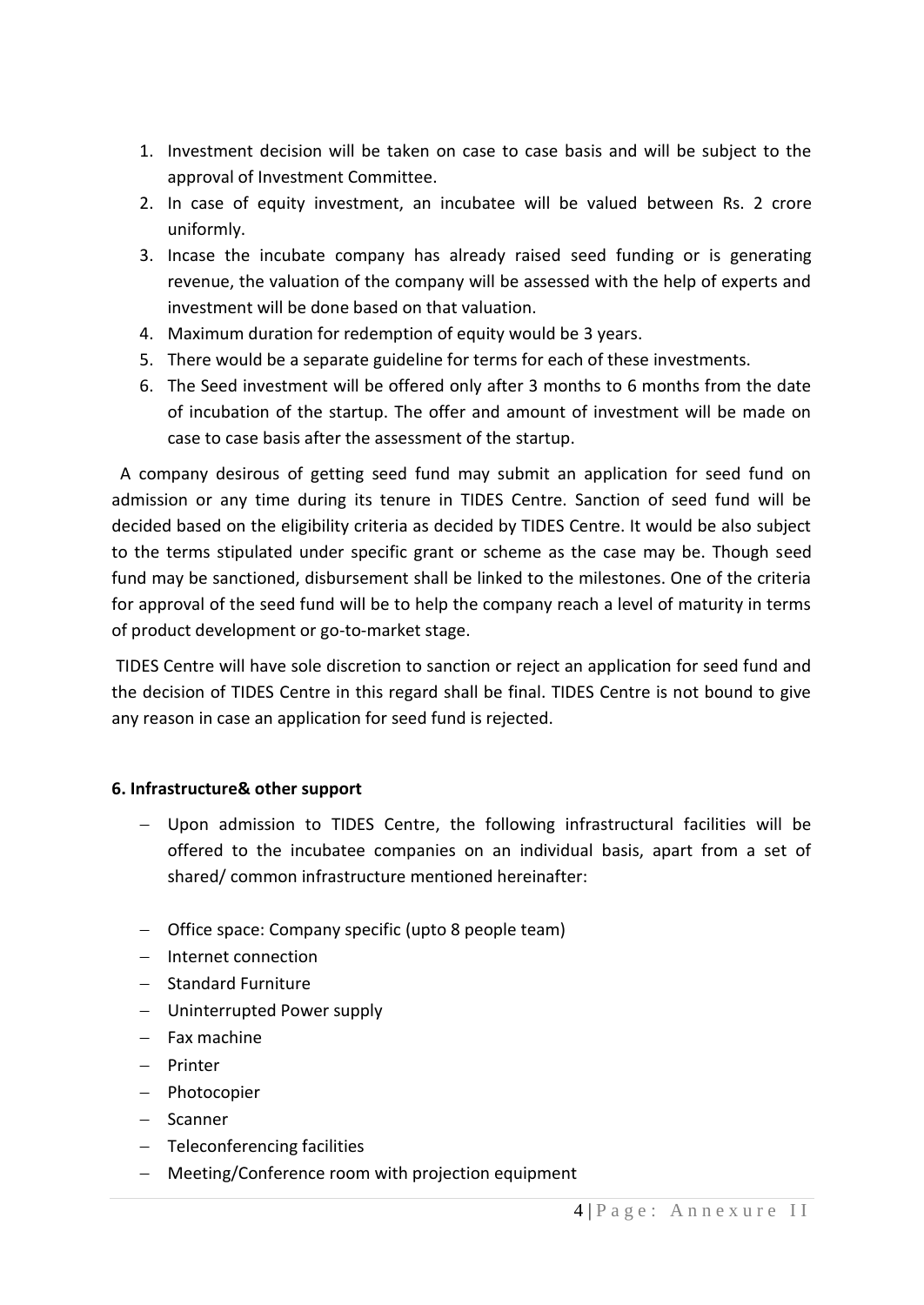1. Investment decision will be taken on case to case basis and will be subject to the approval of Investment Committee.
2. In case of equity investment, an incubatee will be valued between Rs. 2 crore uniformly.
3. Incase the incubate company has already raised seed funding or is generating revenue, the valuation of the company will be assessed with the help of experts and investment will be done based on that valuation.
4. Maximum duration for redemption of equity would be 3 years.
5. There would be a separate guideline for terms for each of these investments.
6. The Seed investment will be offered only after 3 months to 6 months from the date of incubation of the startup. The offer and amount of investment will be made on case to case basis after the assessment of the startup.

A company desirous of getting seed fund may submit an application for seed fund on admission or any time during its tenure in TIDES Centre. Sanction of seed fund will be decided based on the eligibility criteria as decided by TIDES Centre. It would be also subject to the terms stipulated under specific grant or scheme as the case may be. Though seed fund may be sanctioned, disbursement shall be linked to the milestones. One of the criteria for approval of the seed fund will be to help the company reach a level of maturity in terms of product development or go-to-market stage.

TIDES Centre will have sole discretion to sanction or reject an application for seed fund and the decision of TIDES Centre in this regard shall be final. TIDES Centre is not bound to give any reason in case an application for seed fund is rejected.

**6. Infrastructure& other support**

- Upon admission to TIDES Centre, the following infrastructural facilities will be offered to the incubatee companies on an individual basis, apart from a set of shared/ common infrastructure mentioned hereinafter:

- Office space: Company specific (upto 8 people team)
- Internet connection
- Standard Furniture
- Uninterrupted Power supply
- Fax machine
- Printer
- Photocopier
- Scanner
- Teleconferencing facilities
- Meeting/Conference room with projection equipment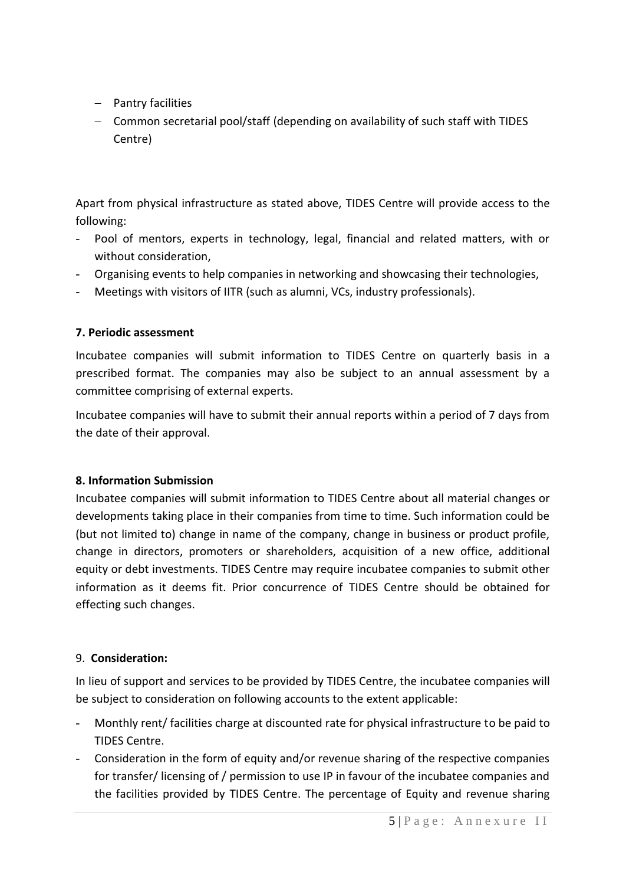- Pantry facilities
- Common secretarial pool/staff (depending on availability of such staff with TIDES Centre)

Apart from physical infrastructure as stated above, TIDES Centre will provide access to the following:

- Pool of mentors, experts in technology, legal, financial and related matters, with or without consideration,
- Organising events to help companies in networking and showcasing their technologies,
- Meetings with visitors of IITR (such as alumni, VCs, industry professionals).

**7. Periodic assessment**

Incubatee companies will submit information to TIDES Centre on quarterly basis in a prescribed format. The companies may also be subject to an annual assessment by a committee comprising of external experts.

Incubatee companies will have to submit their annual reports within a period of 7 days from the date of their approval.

**8. Information Submission**

Incubatee companies will submit information to TIDES Centre about all material changes or developments taking place in their companies from time to time. Such information could be (but not limited to) change in name of the company, change in business or product profile, change in directors, promoters or shareholders, acquisition of a new office, additional equity or debt investments. TIDES Centre may require incubatee companies to submit other information as it deems fit. Prior concurrence of TIDES Centre should be obtained for effecting such changes.

9. **Consideration:**

In lieu of support and services to be provided by TIDES Centre, the incubatee companies will be subject to consideration on following accounts to the extent applicable:

- Monthly rent/ facilities charge at discounted rate for physical infrastructure to be paid to TIDES Centre.
- Consideration in the form of equity and/or revenue sharing of the respective companies for transfer/ licensing of / permission to use IP in favour of the incubatee companies and the facilities provided by TIDES Centre. The percentage of Equity and revenue sharing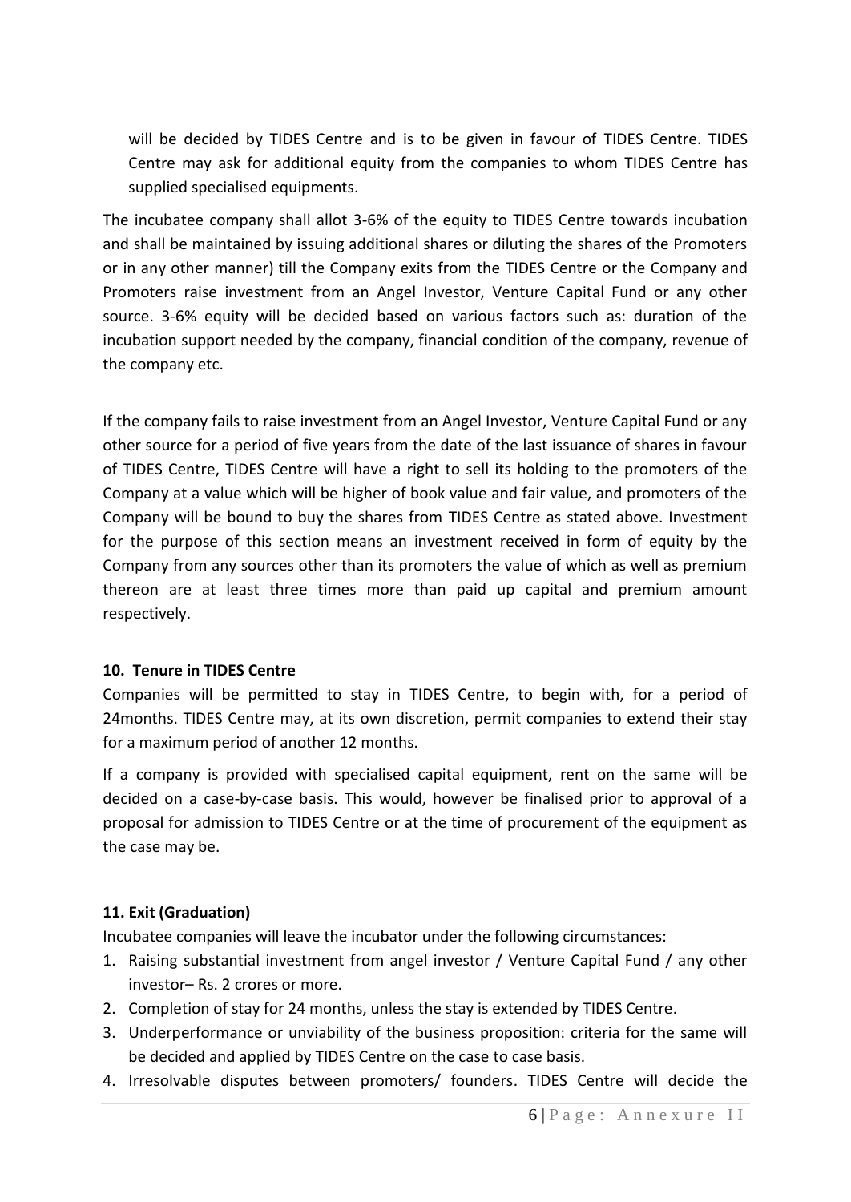will be decided by TIDES Centre and is to be given in favour of TIDES Centre. TIDES Centre may ask for additional equity from the companies to whom TIDES Centre has supplied specialised equipments.

The incubatee company shall allot 3-6% of the equity to TIDES Centre towards incubation and shall be maintained by issuing additional shares or diluting the shares of the Promoters or in any other manner) till the Company exits from the TIDES Centre or the Company and Promoters raise investment from an Angel Investor, Venture Capital Fund or any other source. 3-6% equity will be decided based on various factors such as: duration of the incubation support needed by the company, financial condition of the company, revenue of the company etc.

If the company fails to raise investment from an Angel Investor, Venture Capital Fund or any other source for a period of five years from the date of the last issuance of shares in favour of TIDES Centre, TIDES Centre will have a right to sell its holding to the promoters of the Company at a value which will be higher of book value and fair value, and promoters of the Company will be bound to buy the shares from TIDES Centre as stated above. Investment for the purpose of this section means an investment received in form of equity by the Company from any sources other than its promoters the value of which as well as premium thereon are at least three times more than paid up capital and premium amount respectively.

**10. Tenure in TIDES Centre**

Companies will be permitted to stay in TIDES Centre, to begin with, for a period of 24months. TIDES Centre may, at its own discretion, permit companies to extend their stay for a maximum period of another 12 months.

If a company is provided with specialised capital equipment, rent on the same will be decided on a case-by-case basis. This would, however be finalised prior to approval of a proposal for admission to TIDES Centre or at the time of procurement of the equipment as the case may be.

**11. Exit (Graduation)**

Incubatee companies will leave the incubator under the following circumstances:

1. Raising substantial investment from angel investor / Venture Capital Fund / any other investor– Rs. 2 crores or more.
2. Completion of stay for 24 months, unless the stay is extended by TIDES Centre.
3. Underperformance or unviability of the business proposition: criteria for the same will be decided and applied by TIDES Centre on the case to case basis.
4. Irresolvable disputes between promoters/ founders. TIDES Centre will decide the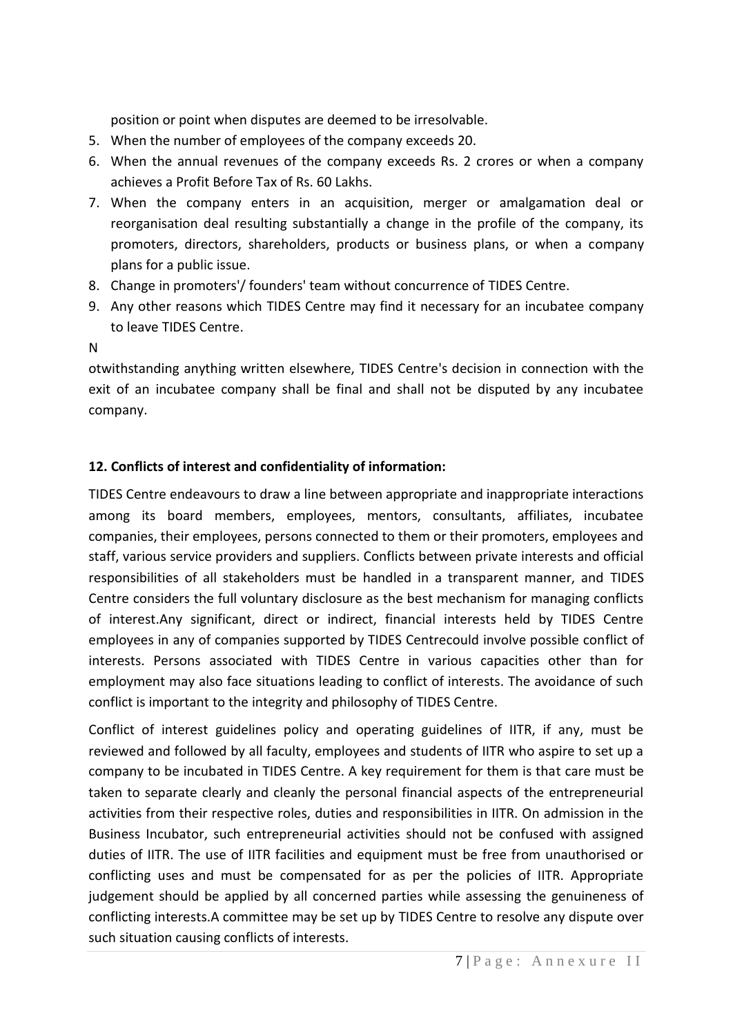position or point when disputes are deemed to be irresolvable.

5. When the number of employees of the company exceeds 20.
6. When the annual revenues of the company exceeds Rs. 2 crores or when a company achieves a Profit Before Tax of Rs. 60 Lakhs.
7. When the company enters in an acquisition, merger or amalgamation deal or reorganisation deal resulting substantially a change in the profile of the company, its promoters, directors, shareholders, products or business plans, or when a company plans for a public issue.
8. Change in promoters'/ founders' team without concurrence of TIDES Centre.
9. Any other reasons which TIDES Centre may find it necessary for an incubatee company to leave TIDES Centre.

N

otwithstanding anything written elsewhere, TIDES Centre's decision in connection with the exit of an incubatee company shall be final and shall not be disputed by any incubatee company.

**12. Conflicts of interest and confidentiality of information:**

TIDES Centre endeavours to draw a line between appropriate and inappropriate interactions among its board members, employees, mentors, consultants, affiliates, incubatee companies, their employees, persons connected to them or their promoters, employees and staff, various service providers and suppliers. Conflicts between private interests and official responsibilities of all stakeholders must be handled in a transparent manner, and TIDES Centre considers the full voluntary disclosure as the best mechanism for managing conflicts of interest.Any significant, direct or indirect, financial interests held by TIDES Centre employees in any of companies supported by TIDES Centrecould involve possible conflict of interests. Persons associated with TIDES Centre in various capacities other than for employment may also face situations leading to conflict of interests. The avoidance of such conflict is important to the integrity and philosophy of TIDES Centre.

Conflict of interest guidelines policy and operating guidelines of IITR, if any, must be reviewed and followed by all faculty, employees and students of IITR who aspire to set up a company to be incubated in TIDES Centre. A key requirement for them is that care must be taken to separate clearly and cleanly the personal financial aspects of the entrepreneurial activities from their respective roles, duties and responsibilities in IITR. On admission in the Business Incubator, such entrepreneurial activities should not be confused with assigned duties of IITR. The use of IITR facilities and equipment must be free from unauthorised or conflicting uses and must be compensated for as per the policies of IITR. Appropriate judgement should be applied by all concerned parties while assessing the genuineness of conflicting interests.A committee may be set up by TIDES Centre to resolve any dispute over such situation causing conflicts of interests.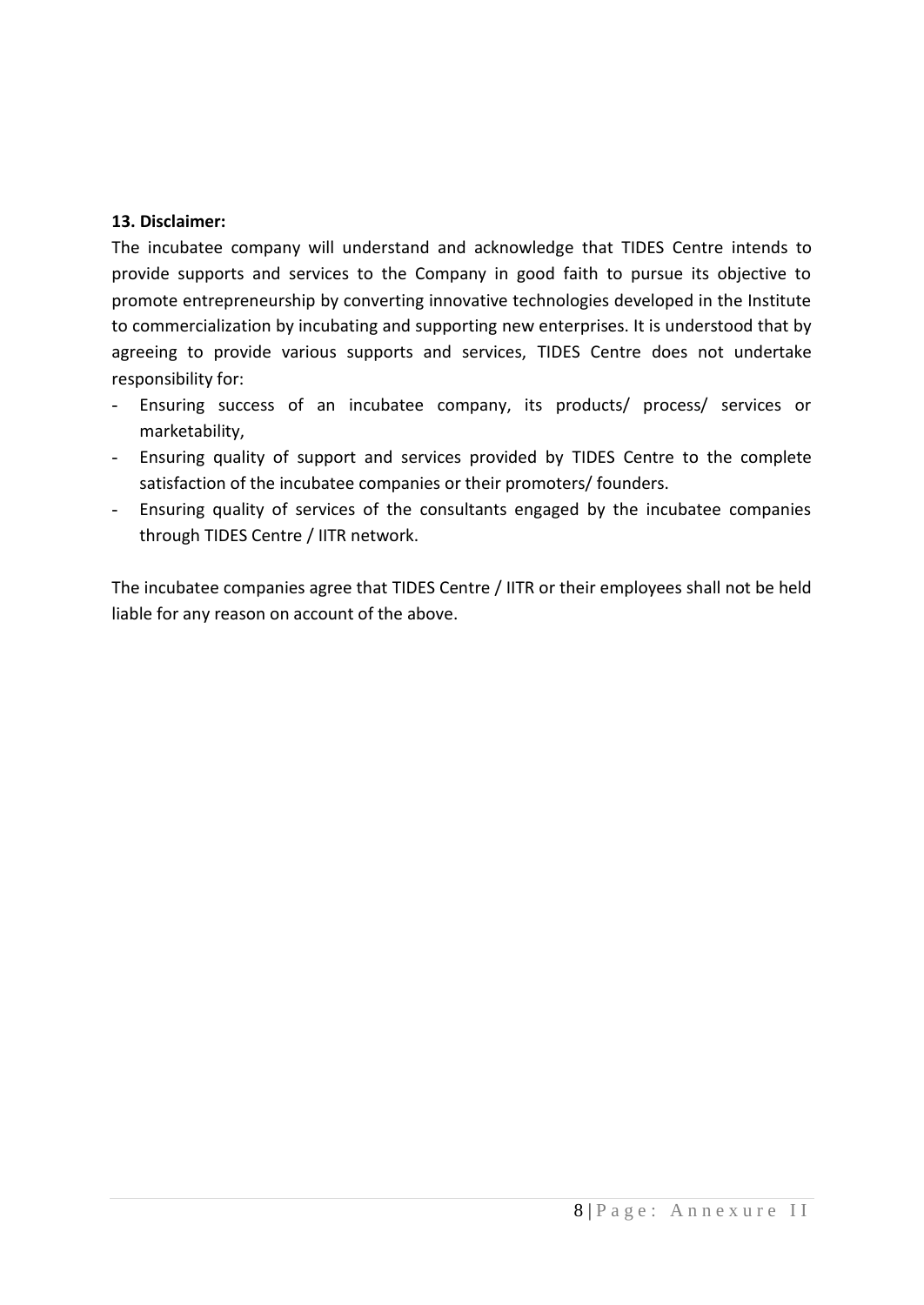**13. Disclaimer:**

The incubatee company will understand and acknowledge that TIDES Centre intends to provide supports and services to the Company in good faith to pursue its objective to promote entrepreneurship by converting innovative technologies developed in the Institute to commercialization by incubating and supporting new enterprises. It is understood that by agreeing to provide various supports and services, TIDES Centre does not undertake responsibility for:

- Ensuring success of an incubatee company, its products/ process/ services or marketability,
- Ensuring quality of support and services provided by TIDES Centre to the complete satisfaction of the incubatee companies or their promoters/ founders.
- Ensuring quality of services of the consultants engaged by the incubatee companies through TIDES Centre / IITR network.

The incubatee companies agree that TIDES Centre / IITR or their employees shall not be held liable for any reason on account of the above.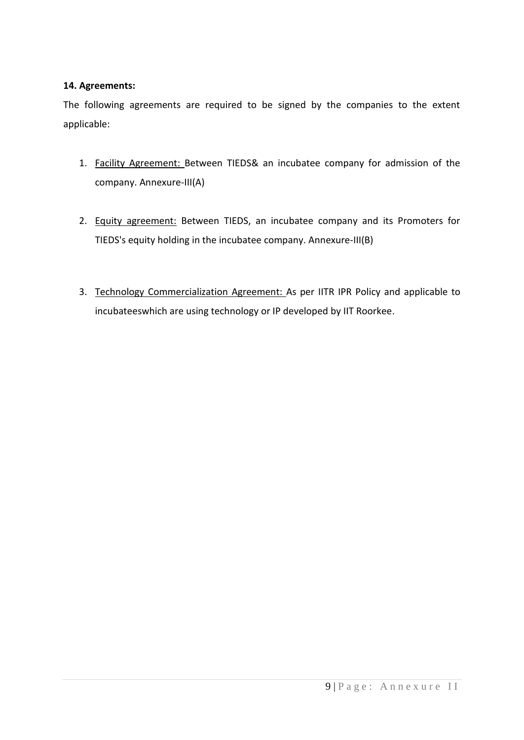**14. Agreements:**

The following agreements are required to be signed by the companies to the extent applicable:

1. Facility Agreement: Between TIEDS& an incubatee company for admission of the company. Annexure-III(A)

2. Equity agreement: Between TIEDS, an incubatee company and its Promoters for TIEDS's equity holding in the incubatee company. Annexure-III(B)

3. Technology Commercialization Agreement: As per IITR IPR Policy and applicable to incubateeswhich are using technology or IP developed by IIT Roorkee.